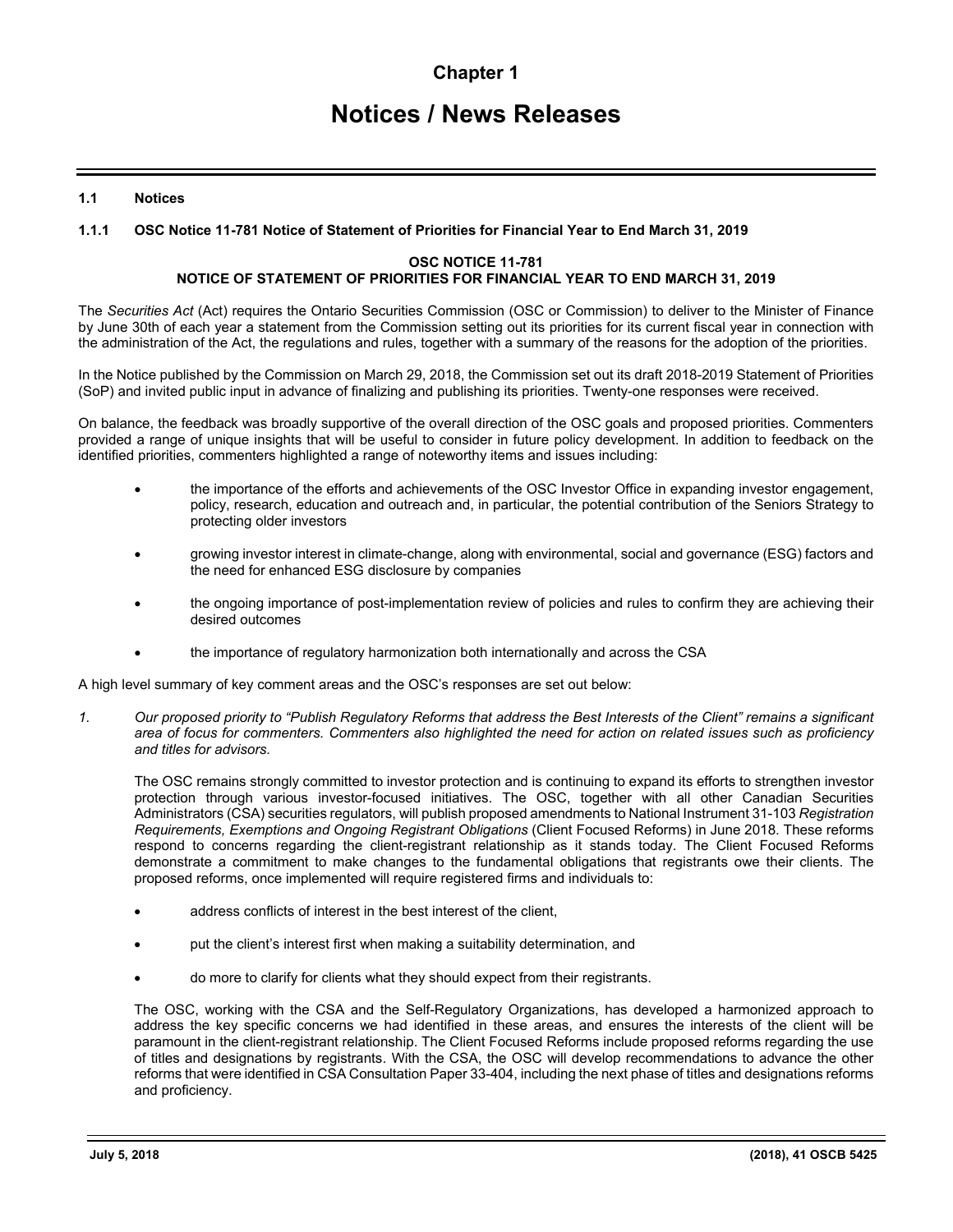# Chapter 1

# Notices / News Releases

## 1.1 Notices

### 1.1.1 OSC Notice 11-781 Notice of Statement of Priorities for Financial Year to End March 31, 2019

**OSC NOTICE 11-781**
**NOTICE OF STATEMENT OF PRIORITIES FOR FINANCIAL YEAR TO END MARCH 31, 2019**

The *Securities Act* (Act) requires the Ontario Securities Commission (OSC or Commission) to deliver to the Minister of Finance by June 30th of each year a statement from the Commission setting out its priorities for its current fiscal year in connection with the administration of the Act, the regulations and rules, together with a summary of the reasons for the adoption of the priorities.

In the Notice published by the Commission on March 29, 2018, the Commission set out its draft 2018-2019 Statement of Priorities (SoP) and invited public input in advance of finalizing and publishing its priorities. Twenty-one responses were received.

On balance, the feedback was broadly supportive of the overall direction of the OSC goals and proposed priorities. Commenters provided a range of unique insights that will be useful to consider in future policy development. In addition to feedback on the identified priorities, commenters highlighted a range of noteworthy items and issues including:

- the importance of the efforts and achievements of the OSC Investor Office in expanding investor engagement, policy, research, education and outreach and, in particular, the potential contribution of the Seniors Strategy to protecting older investors
- growing investor interest in climate-change, along with environmental, social and governance (ESG) factors and the need for enhanced ESG disclosure by companies
- the ongoing importance of post-implementation review of policies and rules to confirm they are achieving their desired outcomes
- the importance of regulatory harmonization both internationally and across the CSA

A high level summary of key comment areas and the OSC's responses are set out below:

1. *Our proposed priority to "Publish Regulatory Reforms that address the Best Interests of the Client" remains a significant area of focus for commenters. Commenters also highlighted the need for action on related issues such as proficiency and titles for advisors.*

   The OSC remains strongly committed to investor protection and is continuing to expand its efforts to strengthen investor protection through various investor-focused initiatives. The OSC, together with all other Canadian Securities Administrators (CSA) securities regulators, will publish proposed amendments to National Instrument 31-103 *Registration Requirements, Exemptions and Ongoing Registrant Obligations* (Client Focused Reforms) in June 2018. These reforms respond to concerns regarding the client-registrant relationship as it stands today. The Client Focused Reforms demonstrate a commitment to make changes to the fundamental obligations that registrants owe their clients. The proposed reforms, once implemented will require registered firms and individuals to:

   - address conflicts of interest in the best interest of the client,
   - put the client's interest first when making a suitability determination, and
   - do more to clarify for clients what they should expect from their registrants.

   The OSC, working with the CSA and the Self-Regulatory Organizations, has developed a harmonized approach to address the key specific concerns we had identified in these areas, and ensures the interests of the client will be paramount in the client-registrant relationship. The Client Focused Reforms include proposed reforms regarding the use of titles and designations by registrants. With the CSA, the OSC will develop recommendations to advance the other reforms that were identified in CSA Consultation Paper 33-404, including the next phase of titles and designations reforms and proficiency.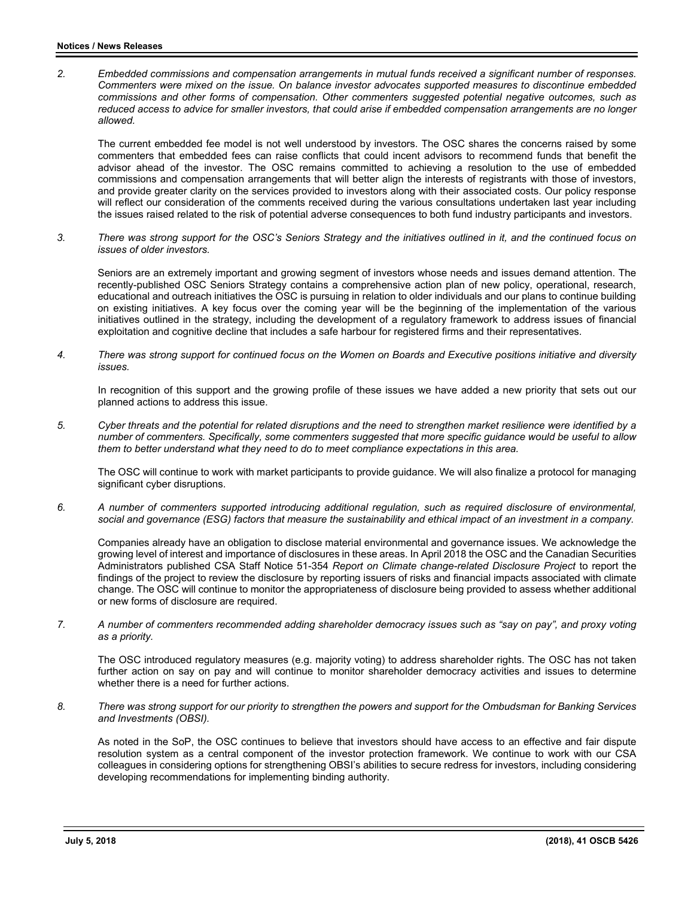2. *Embedded commissions and compensation arrangements in mutual funds received a significant number of responses. Commenters were mixed on the issue. On balance investor advocates supported measures to discontinue embedded commissions and other forms of compensation. Other commenters suggested potential negative outcomes, such as reduced access to advice for smaller investors, that could arise if embedded compensation arrangements are no longer allowed.*

   The current embedded fee model is not well understood by investors. The OSC shares the concerns raised by some commenters that embedded fees can raise conflicts that could incent advisors to recommend funds that benefit the advisor ahead of the investor. The OSC remains committed to achieving a resolution to the use of embedded commissions and compensation arrangements that will better align the interests of registrants with those of investors, and provide greater clarity on the services provided to investors along with their associated costs. Our policy response will reflect our consideration of the comments received during the various consultations undertaken last year including the issues raised related to the risk of potential adverse consequences to both fund industry participants and investors.

3. *There was strong support for the OSC's Seniors Strategy and the initiatives outlined in it, and the continued focus on issues of older investors.*

   Seniors are an extremely important and growing segment of investors whose needs and issues demand attention. The recently-published OSC Seniors Strategy contains a comprehensive action plan of new policy, operational, research, educational and outreach initiatives the OSC is pursuing in relation to older individuals and our plans to continue building on existing initiatives. A key focus over the coming year will be the beginning of the implementation of the various initiatives outlined in the strategy, including the development of a regulatory framework to address issues of financial exploitation and cognitive decline that includes a safe harbour for registered firms and their representatives.

4. *There was strong support for continued focus on the Women on Boards and Executive positions initiative and diversity issues.*

   In recognition of this support and the growing profile of these issues we have added a new priority that sets out our planned actions to address this issue.

5. *Cyber threats and the potential for related disruptions and the need to strengthen market resilience were identified by a number of commenters. Specifically, some commenters suggested that more specific guidance would be useful to allow them to better understand what they need to do to meet compliance expectations in this area.*

   The OSC will continue to work with market participants to provide guidance. We will also finalize a protocol for managing significant cyber disruptions.

6. *A number of commenters supported introducing additional regulation, such as required disclosure of environmental, social and governance (ESG) factors that measure the sustainability and ethical impact of an investment in a company.*

   Companies already have an obligation to disclose material environmental and governance issues. We acknowledge the growing level of interest and importance of disclosures in these areas. In April 2018 the OSC and the Canadian Securities Administrators published CSA Staff Notice 51-354 *Report on Climate change-related Disclosure Project* to report the findings of the project to review the disclosure by reporting issuers of risks and financial impacts associated with climate change. The OSC will continue to monitor the appropriateness of disclosure being provided to assess whether additional or new forms of disclosure are required.

7. *A number of commenters recommended adding shareholder democracy issues such as "say on pay", and proxy voting as a priority.*

   The OSC introduced regulatory measures (e.g. majority voting) to address shareholder rights. The OSC has not taken further action on say on pay and will continue to monitor shareholder democracy activities and issues to determine whether there is a need for further actions.

8. *There was strong support for our priority to strengthen the powers and support for the Ombudsman for Banking Services and Investments (OBSI).*

   As noted in the SoP, the OSC continues to believe that investors should have access to an effective and fair dispute resolution system as a central component of the investor protection framework. We continue to work with our CSA colleagues in considering options for strengthening OBSI's abilities to secure redress for investors, including considering developing recommendations for implementing binding authority.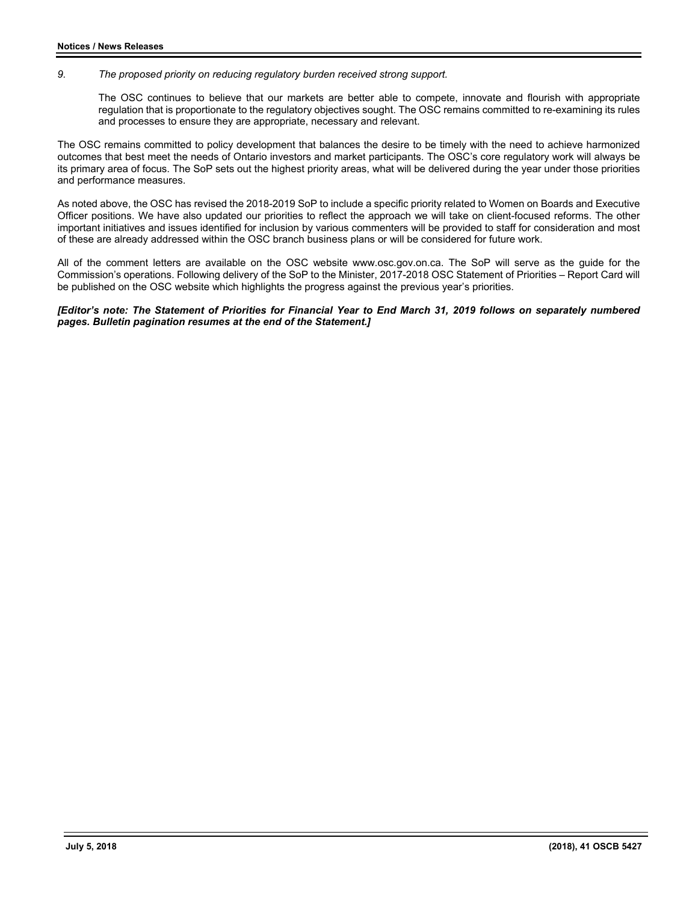9. *The proposed priority on reducing regulatory burden received strong support.*

   The OSC continues to believe that our markets are better able to compete, innovate and flourish with appropriate regulation that is proportionate to the regulatory objectives sought. The OSC remains committed to re-examining its rules and processes to ensure they are appropriate, necessary and relevant.

The OSC remains committed to policy development that balances the desire to be timely with the need to achieve harmonized outcomes that best meet the needs of Ontario investors and market participants. The OSC's core regulatory work will always be its primary area of focus. The SoP sets out the highest priority areas, what will be delivered during the year under those priorities and performance measures.

As noted above, the OSC has revised the 2018-2019 SoP to include a specific priority related to Women on Boards and Executive Officer positions. We have also updated our priorities to reflect the approach we will take on client-focused reforms. The other important initiatives and issues identified for inclusion by various commenters will be provided to staff for consideration and most of these are already addressed within the OSC branch business plans or will be considered for future work.

All of the comment letters are available on the OSC website www.osc.gov.on.ca. The SoP will serve as the guide for the Commission's operations. Following delivery of the SoP to the Minister, 2017-2018 OSC Statement of Priorities – Report Card will be published on the OSC website which highlights the progress against the previous year's priorities.

***[Editor's note: The Statement of Priorities for Financial Year to End March 31, 2019 follows on separately numbered pages. Bulletin pagination resumes at the end of the Statement.]***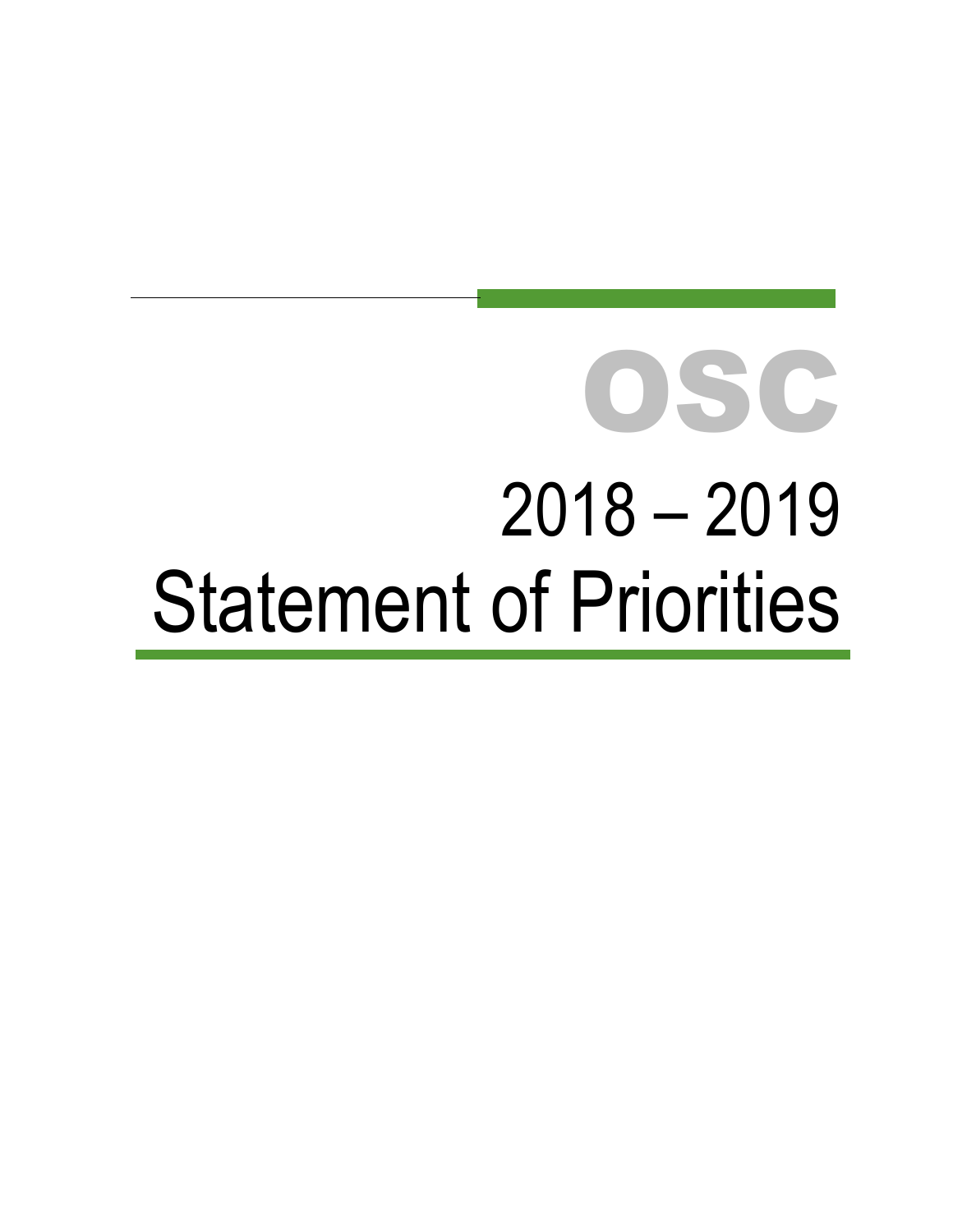# OSC

# 2018 – 2019

# Statement of Priorities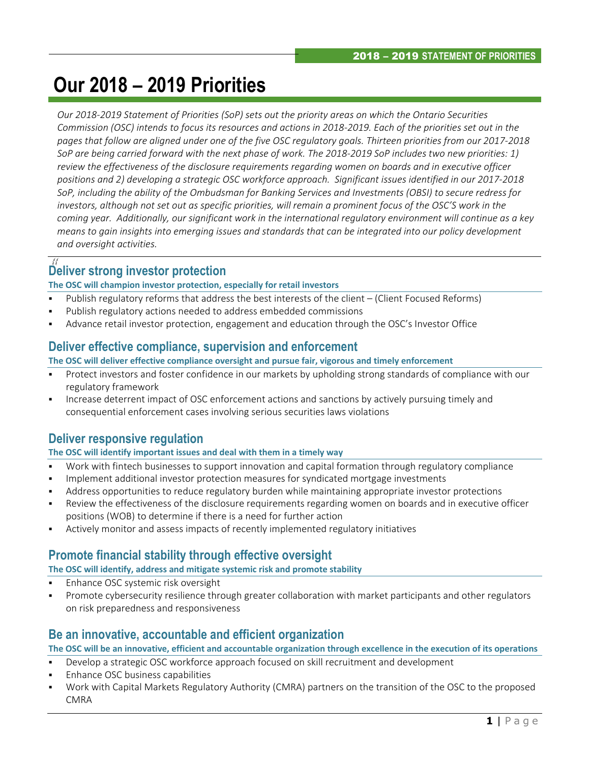# Our 2018 – 2019 Priorities

*Our 2018-2019 Statement of Priorities (SoP) sets out the priority areas on which the Ontario Securities Commission (OSC) intends to focus its resources and actions in 2018-2019. Each of the priorities set out in the pages that follow are aligned under one of the five OSC regulatory goals. Thirteen priorities from our 2017-2018 SoP are being carried forward with the next phase of work. The 2018-2019 SoP includes two new priorities: 1) review the effectiveness of the disclosure requirements regarding women on boards and in executive officer positions and 2) developing a strategic OSC workforce approach. Significant issues identified in our 2017-2018 SoP, including the ability of the Ombudsman for Banking Services and Investments (OBSI) to secure redress for investors, although not set out as specific priorities, will remain a prominent focus of the OSC'S work in the coming year. Additionally, our significant work in the international regulatory environment will continue as a key means to gain insights into emerging issues and standards that can be integrated into our policy development and oversight activities.*

## Deliver strong investor protection

**The OSC will champion investor protection, especially for retail investors**

- Publish regulatory reforms that address the best interests of the client – (Client Focused Reforms)
- Publish regulatory actions needed to address embedded commissions
- Advance retail investor protection, engagement and education through the OSC's Investor Office

## Deliver effective compliance, supervision and enforcement

**The OSC will deliver effective compliance oversight and pursue fair, vigorous and timely enforcement**

- Protect investors and foster confidence in our markets by upholding strong standards of compliance with our regulatory framework
- Increase deterrent impact of OSC enforcement actions and sanctions by actively pursuing timely and consequential enforcement cases involving serious securities laws violations

## Deliver responsive regulation

**The OSC will identify important issues and deal with them in a timely way**

- Work with fintech businesses to support innovation and capital formation through regulatory compliance
- Implement additional investor protection measures for syndicated mortgage investments
- Address opportunities to reduce regulatory burden while maintaining appropriate investor protections
- Review the effectiveness of the disclosure requirements regarding women on boards and in executive officer positions (WOB) to determine if there is a need for further action
- Actively monitor and assess impacts of recently implemented regulatory initiatives

## Promote financial stability through effective oversight

**The OSC will identify, address and mitigate systemic risk and promote stability**

- Enhance OSC systemic risk oversight
- Promote cybersecurity resilience through greater collaboration with market participants and other regulators on risk preparedness and responsiveness

## Be an innovative, accountable and efficient organization

**The OSC will be an innovative, efficient and accountable organization through excellence in the execution of its operations**

- Develop a strategic OSC workforce approach focused on skill recruitment and development
- Enhance OSC business capabilities
- Work with Capital Markets Regulatory Authority (CMRA) partners on the transition of the OSC to the proposed CMRA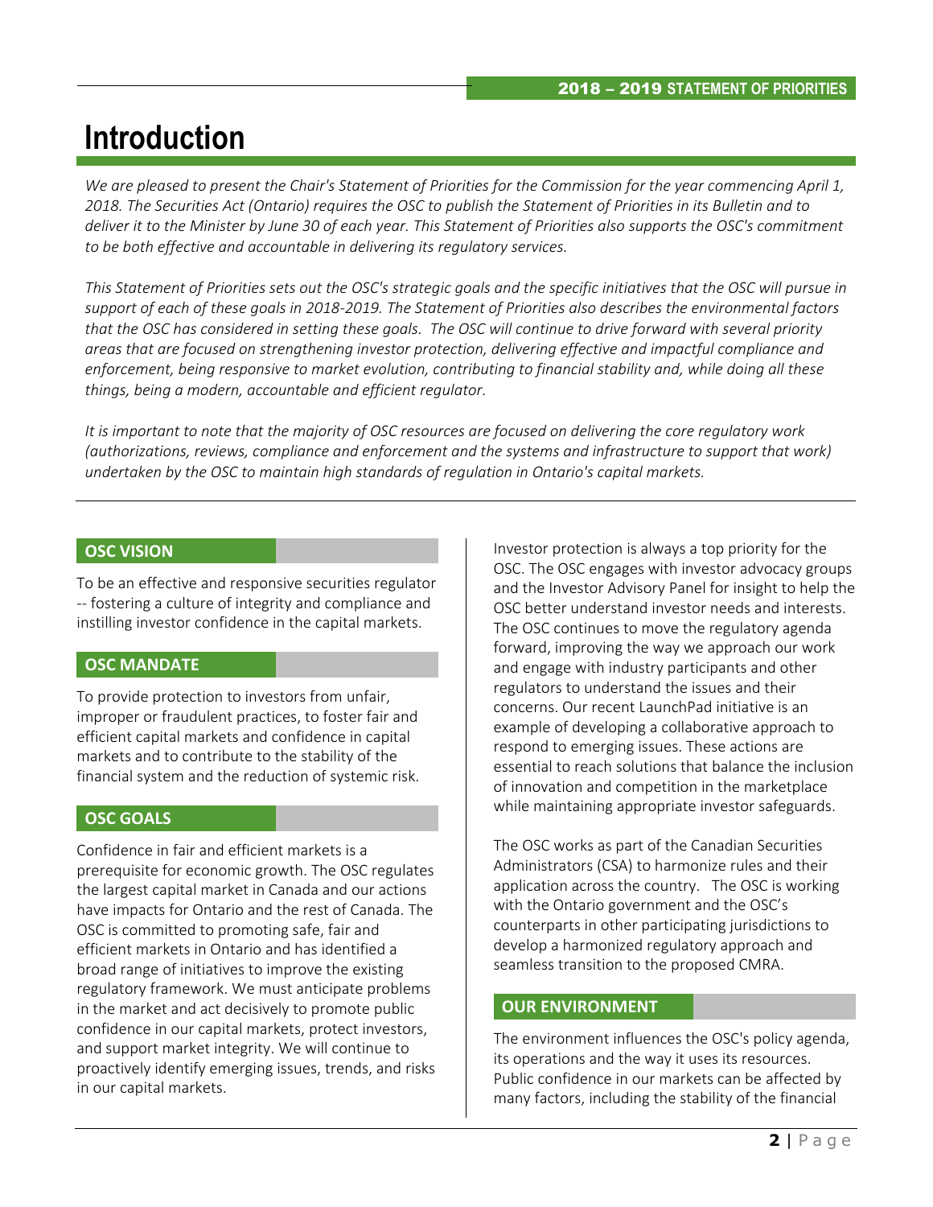# Introduction

*We are pleased to present the Chair's Statement of Priorities for the Commission for the year commencing April 1, 2018. The Securities Act (Ontario) requires the OSC to publish the Statement of Priorities in its Bulletin and to deliver it to the Minister by June 30 of each year. This Statement of Priorities also supports the OSC's commitment to be both effective and accountable in delivering its regulatory services.*

*This Statement of Priorities sets out the OSC's strategic goals and the specific initiatives that the OSC will pursue in support of each of these goals in 2018-2019. The Statement of Priorities also describes the environmental factors that the OSC has considered in setting these goals. The OSC will continue to drive forward with several priority areas that are focused on strengthening investor protection, delivering effective and impactful compliance and enforcement, being responsive to market evolution, contributing to financial stability and, while doing all these things, being a modern, accountable and efficient regulator.*

*It is important to note that the majority of OSC resources are focused on delivering the core regulatory work (authorizations, reviews, compliance and enforcement and the systems and infrastructure to support that work) undertaken by the OSC to maintain high standards of regulation in Ontario's capital markets.*

## OSC VISION

To be an effective and responsive securities regulator -- fostering a culture of integrity and compliance and instilling investor confidence in the capital markets.

## OSC MANDATE

To provide protection to investors from unfair, improper or fraudulent practices, to foster fair and efficient capital markets and confidence in capital markets and to contribute to the stability of the financial system and the reduction of systemic risk.

## OSC GOALS

Confidence in fair and efficient markets is a prerequisite for economic growth. The OSC regulates the largest capital market in Canada and our actions have impacts for Ontario and the rest of Canada. The OSC is committed to promoting safe, fair and efficient markets in Ontario and has identified a broad range of initiatives to improve the existing regulatory framework. We must anticipate problems in the market and act decisively to promote public confidence in our capital markets, protect investors, and support market integrity. We will continue to proactively identify emerging issues, trends, and risks in our capital markets.

Investor protection is always a top priority for the OSC. The OSC engages with investor advocacy groups and the Investor Advisory Panel for insight to help the OSC better understand investor needs and interests. The OSC continues to move the regulatory agenda forward, improving the way we approach our work and engage with industry participants and other regulators to understand the issues and their concerns. Our recent LaunchPad initiative is an example of developing a collaborative approach to respond to emerging issues. These actions are essential to reach solutions that balance the inclusion of innovation and competition in the marketplace while maintaining appropriate investor safeguards.

The OSC works as part of the Canadian Securities Administrators (CSA) to harmonize rules and their application across the country. The OSC is working with the Ontario government and the OSC's counterparts in other participating jurisdictions to develop a harmonized regulatory approach and seamless transition to the proposed CMRA.

## OUR ENVIRONMENT

The environment influences the OSC's policy agenda, its operations and the way it uses its resources. Public confidence in our markets can be affected by many factors, including the stability of the financial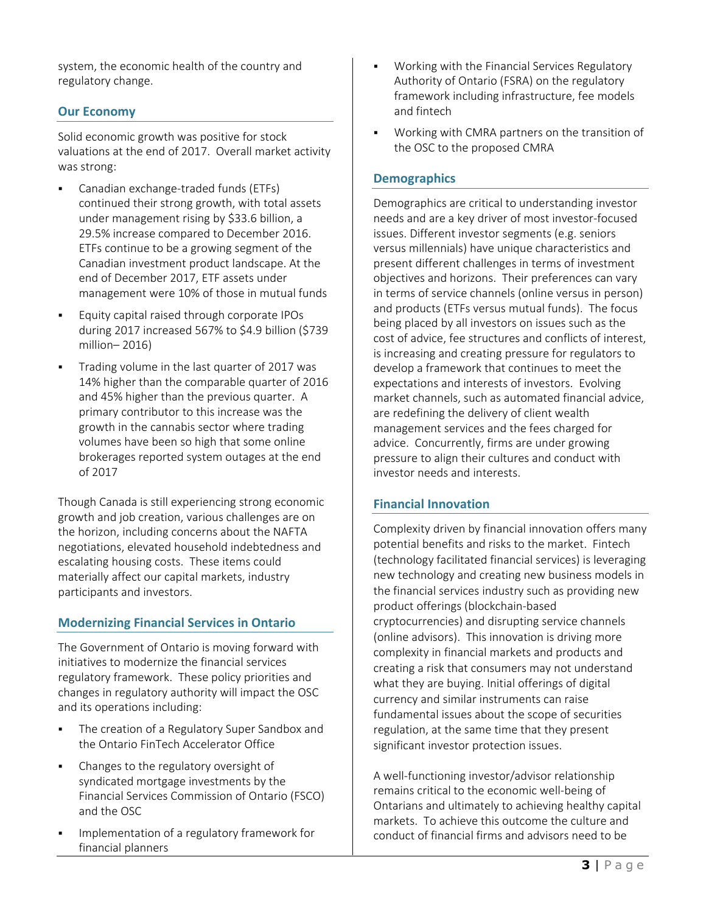system, the economic health of the country and regulatory change.

## Our Economy

Solid economic growth was positive for stock valuations at the end of 2017. Overall market activity was strong:

- Canadian exchange-traded funds (ETFs) continued their strong growth, with total assets under management rising by $33.6 billion, a 29.5% increase compared to December 2016. ETFs continue to be a growing segment of the Canadian investment product landscape. At the end of December 2017, ETF assets under management were 10% of those in mutual funds
- Equity capital raised through corporate IPOs during 2017 increased 567% to $4.9 billion ($739 million– 2016)
- Trading volume in the last quarter of 2017 was 14% higher than the comparable quarter of 2016 and 45% higher than the previous quarter. A primary contributor to this increase was the growth in the cannabis sector where trading volumes have been so high that some online brokerages reported system outages at the end of 2017

Though Canada is still experiencing strong economic growth and job creation, various challenges are on the horizon, including concerns about the NAFTA negotiations, elevated household indebtedness and escalating housing costs. These items could materially affect our capital markets, industry participants and investors.

## Modernizing Financial Services in Ontario

The Government of Ontario is moving forward with initiatives to modernize the financial services regulatory framework. These policy priorities and changes in regulatory authority will impact the OSC and its operations including:

- The creation of a Regulatory Super Sandbox and the Ontario FinTech Accelerator Office
- Changes to the regulatory oversight of syndicated mortgage investments by the Financial Services Commission of Ontario (FSCO) and the OSC
- Implementation of a regulatory framework for financial planners
- Working with the Financial Services Regulatory Authority of Ontario (FSRA) on the regulatory framework including infrastructure, fee models and fintech
- Working with CMRA partners on the transition of the OSC to the proposed CMRA

## Demographics

Demographics are critical to understanding investor needs and are a key driver of most investor-focused issues. Different investor segments (e.g. seniors versus millennials) have unique characteristics and present different challenges in terms of investment objectives and horizons. Their preferences can vary in terms of service channels (online versus in person) and products (ETFs versus mutual funds). The focus being placed by all investors on issues such as the cost of advice, fee structures and conflicts of interest, is increasing and creating pressure for regulators to develop a framework that continues to meet the expectations and interests of investors. Evolving market channels, such as automated financial advice, are redefining the delivery of client wealth management services and the fees charged for advice. Concurrently, firms are under growing pressure to align their cultures and conduct with investor needs and interests.

## Financial Innovation

Complexity driven by financial innovation offers many potential benefits and risks to the market. Fintech (technology facilitated financial services) is leveraging new technology and creating new business models in the financial services industry such as providing new product offerings (blockchain-based cryptocurrencies) and disrupting service channels (online advisors). This innovation is driving more complexity in financial markets and products and creating a risk that consumers may not understand what they are buying. Initial offerings of digital currency and similar instruments can raise fundamental issues about the scope of securities regulation, at the same time that they present significant investor protection issues.

A well-functioning investor/advisor relationship remains critical to the economic well-being of Ontarians and ultimately to achieving healthy capital markets. To achieve this outcome the culture and conduct of financial firms and advisors need to be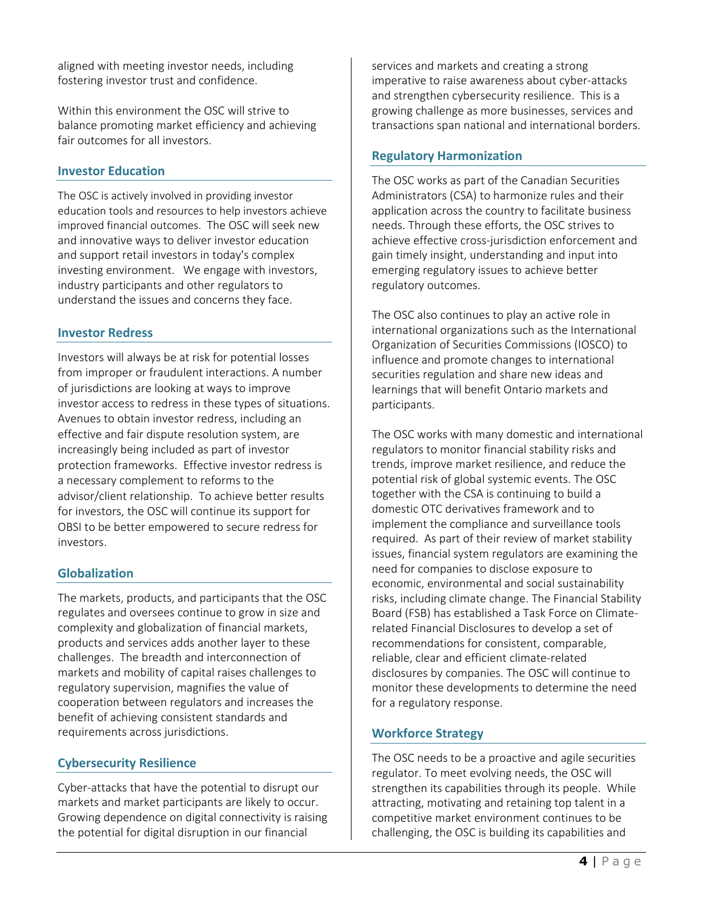aligned with meeting investor needs, including fostering investor trust and confidence.

Within this environment the OSC will strive to balance promoting market efficiency and achieving fair outcomes for all investors.

### Investor Education

The OSC is actively involved in providing investor education tools and resources to help investors achieve improved financial outcomes. The OSC will seek new and innovative ways to deliver investor education and support retail investors in today's complex investing environment. We engage with investors, industry participants and other regulators to understand the issues and concerns they face.

### Investor Redress

Investors will always be at risk for potential losses from improper or fraudulent interactions. A number of jurisdictions are looking at ways to improve investor access to redress in these types of situations. Avenues to obtain investor redress, including an effective and fair dispute resolution system, are increasingly being included as part of investor protection frameworks. Effective investor redress is a necessary complement to reforms to the advisor/client relationship. To achieve better results for investors, the OSC will continue its support for OBSI to be better empowered to secure redress for investors.

### Globalization

The markets, products, and participants that the OSC regulates and oversees continue to grow in size and complexity and globalization of financial markets, products and services adds another layer to these challenges. The breadth and interconnection of markets and mobility of capital raises challenges to regulatory supervision, magnifies the value of cooperation between regulators and increases the benefit of achieving consistent standards and requirements across jurisdictions.

### Cybersecurity Resilience

Cyber-attacks that have the potential to disrupt our markets and market participants are likely to occur. Growing dependence on digital connectivity is raising the potential for digital disruption in our financial services and markets and creating a strong imperative to raise awareness about cyber-attacks and strengthen cybersecurity resilience. This is a growing challenge as more businesses, services and transactions span national and international borders.

### Regulatory Harmonization

The OSC works as part of the Canadian Securities Administrators (CSA) to harmonize rules and their application across the country to facilitate business needs. Through these efforts, the OSC strives to achieve effective cross-jurisdiction enforcement and gain timely insight, understanding and input into emerging regulatory issues to achieve better regulatory outcomes.

The OSC also continues to play an active role in international organizations such as the International Organization of Securities Commissions (IOSCO) to influence and promote changes to international securities regulation and share new ideas and learnings that will benefit Ontario markets and participants.

The OSC works with many domestic and international regulators to monitor financial stability risks and trends, improve market resilience, and reduce the potential risk of global systemic events. The OSC together with the CSA is continuing to build a domestic OTC derivatives framework and to implement the compliance and surveillance tools required. As part of their review of market stability issues, financial system regulators are examining the need for companies to disclose exposure to economic, environmental and social sustainability risks, including climate change. The Financial Stability Board (FSB) has established a Task Force on Climate-related Financial Disclosures to develop a set of recommendations for consistent, comparable, reliable, clear and efficient climate-related disclosures by companies. The OSC will continue to monitor these developments to determine the need for a regulatory response.

### Workforce Strategy

The OSC needs to be a proactive and agile securities regulator. To meet evolving needs, the OSC will strengthen its capabilities through its people. While attracting, motivating and retaining top talent in a competitive market environment continues to be challenging, the OSC is building its capabilities and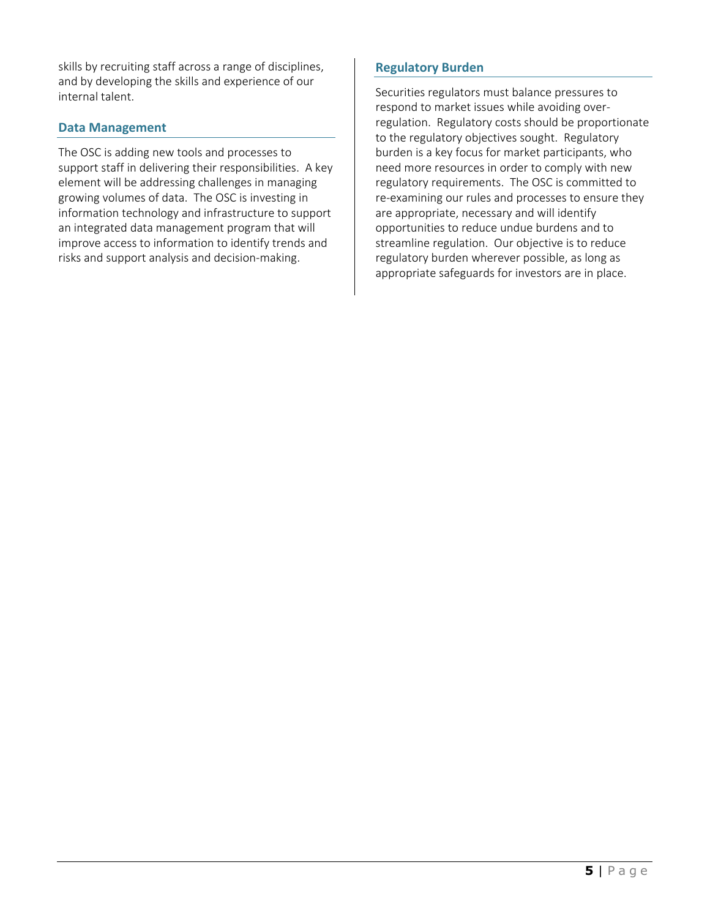skills by recruiting staff across a range of disciplines, and by developing the skills and experience of our internal talent.

### Data Management

The OSC is adding new tools and processes to support staff in delivering their responsibilities. A key element will be addressing challenges in managing growing volumes of data. The OSC is investing in information technology and infrastructure to support an integrated data management program that will improve access to information to identify trends and risks and support analysis and decision-making.

### Regulatory Burden

Securities regulators must balance pressures to respond to market issues while avoiding over-regulation. Regulatory costs should be proportionate to the regulatory objectives sought. Regulatory burden is a key focus for market participants, who need more resources in order to comply with new regulatory requirements. The OSC is committed to re-examining our rules and processes to ensure they are appropriate, necessary and will identify opportunities to reduce undue burdens and to streamline regulation. Our objective is to reduce regulatory burden wherever possible, as long as appropriate safeguards for investors are in place.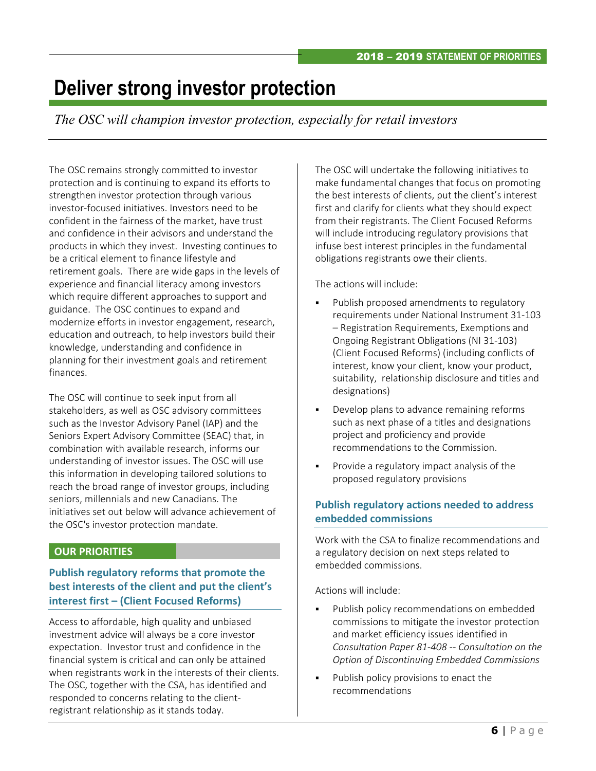# Deliver strong investor protection

*The OSC will champion investor protection, especially for retail investors*

The OSC remains strongly committed to investor protection and is continuing to expand its efforts to strengthen investor protection through various investor-focused initiatives. Investors need to be confident in the fairness of the market, have trust and confidence in their advisors and understand the products in which they invest. Investing continues to be a critical element to finance lifestyle and retirement goals. There are wide gaps in the levels of experience and financial literacy among investors which require different approaches to support and guidance. The OSC continues to expand and modernize efforts in investor engagement, research, education and outreach, to help investors build their knowledge, understanding and confidence in planning for their investment goals and retirement finances.

The OSC will continue to seek input from all stakeholders, as well as OSC advisory committees such as the Investor Advisory Panel (IAP) and the Seniors Expert Advisory Committee (SEAC) that, in combination with available research, informs our understanding of investor issues. The OSC will use this information in developing tailored solutions to reach the broad range of investor groups, including seniors, millennials and new Canadians. The initiatives set out below will advance achievement of the OSC's investor protection mandate.

## OUR PRIORITIES

### Publish regulatory reforms that promote the best interests of the client and put the client's interest first – (Client Focused Reforms)

Access to affordable, high quality and unbiased investment advice will always be a core investor expectation. Investor trust and confidence in the financial system is critical and can only be attained when registrants work in the interests of their clients. The OSC, together with the CSA, has identified and responded to concerns relating to the client-registrant relationship as it stands today.

The OSC will undertake the following initiatives to make fundamental changes that focus on promoting the best interests of clients, put the client's interest first and clarify for clients what they should expect from their registrants. The Client Focused Reforms will include introducing regulatory provisions that infuse best interest principles in the fundamental obligations registrants owe their clients.

The actions will include:

- Publish proposed amendments to regulatory requirements under National Instrument 31-103 – Registration Requirements, Exemptions and Ongoing Registrant Obligations (NI 31-103) (Client Focused Reforms) (including conflicts of interest, know your client, know your product, suitability, relationship disclosure and titles and designations)
- Develop plans to advance remaining reforms such as next phase of a titles and designations project and proficiency and provide recommendations to the Commission.
- Provide a regulatory impact analysis of the proposed regulatory provisions

### Publish regulatory actions needed to address embedded commissions

Work with the CSA to finalize recommendations and a regulatory decision on next steps related to embedded commissions.

Actions will include:

- Publish policy recommendations on embedded commissions to mitigate the investor protection and market efficiency issues identified in *Consultation Paper 81-408 -- Consultation on the Option of Discontinuing Embedded Commissions*
- Publish policy provisions to enact the recommendations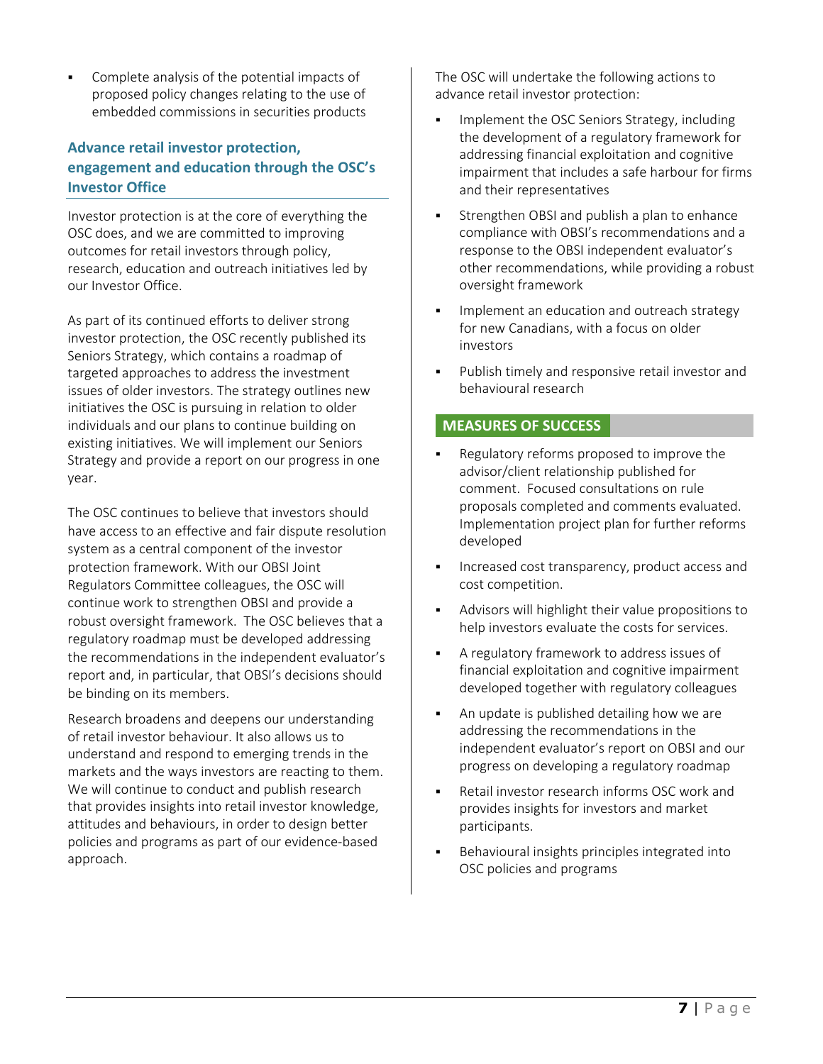- Complete analysis of the potential impacts of proposed policy changes relating to the use of embedded commissions in securities products

### Advance retail investor protection, engagement and education through the OSC's Investor Office

Investor protection is at the core of everything the OSC does, and we are committed to improving outcomes for retail investors through policy, research, education and outreach initiatives led by our Investor Office.

As part of its continued efforts to deliver strong investor protection, the OSC recently published its Seniors Strategy, which contains a roadmap of targeted approaches to address the investment issues of older investors. The strategy outlines new initiatives the OSC is pursuing in relation to older individuals and our plans to continue building on existing initiatives. We will implement our Seniors Strategy and provide a report on our progress in one year.

The OSC continues to believe that investors should have access to an effective and fair dispute resolution system as a central component of the investor protection framework. With our OBSI Joint Regulators Committee colleagues, the OSC will continue work to strengthen OBSI and provide a robust oversight framework. The OSC believes that a regulatory roadmap must be developed addressing the recommendations in the independent evaluator's report and, in particular, that OBSI's decisions should be binding on its members.

Research broadens and deepens our understanding of retail investor behaviour. It also allows us to understand and respond to emerging trends in the markets and the ways investors are reacting to them. We will continue to conduct and publish research that provides insights into retail investor knowledge, attitudes and behaviours, in order to design better policies and programs as part of our evidence-based approach.

The OSC will undertake the following actions to advance retail investor protection:

- Implement the OSC Seniors Strategy, including the development of a regulatory framework for addressing financial exploitation and cognitive impairment that includes a safe harbour for firms and their representatives
- Strengthen OBSI and publish a plan to enhance compliance with OBSI's recommendations and a response to the OBSI independent evaluator's other recommendations, while providing a robust oversight framework
- Implement an education and outreach strategy for new Canadians, with a focus on older investors
- Publish timely and responsive retail investor and behavioural research

#### MEASURES OF SUCCESS

- Regulatory reforms proposed to improve the advisor/client relationship published for comment. Focused consultations on rule proposals completed and comments evaluated. Implementation project plan for further reforms developed
- Increased cost transparency, product access and cost competition.
- Advisors will highlight their value propositions to help investors evaluate the costs for services.
- A regulatory framework to address issues of financial exploitation and cognitive impairment developed together with regulatory colleagues
- An update is published detailing how we are addressing the recommendations in the independent evaluator's report on OBSI and our progress on developing a regulatory roadmap
- Retail investor research informs OSC work and provides insights for investors and market participants.
- Behavioural insights principles integrated into OSC policies and programs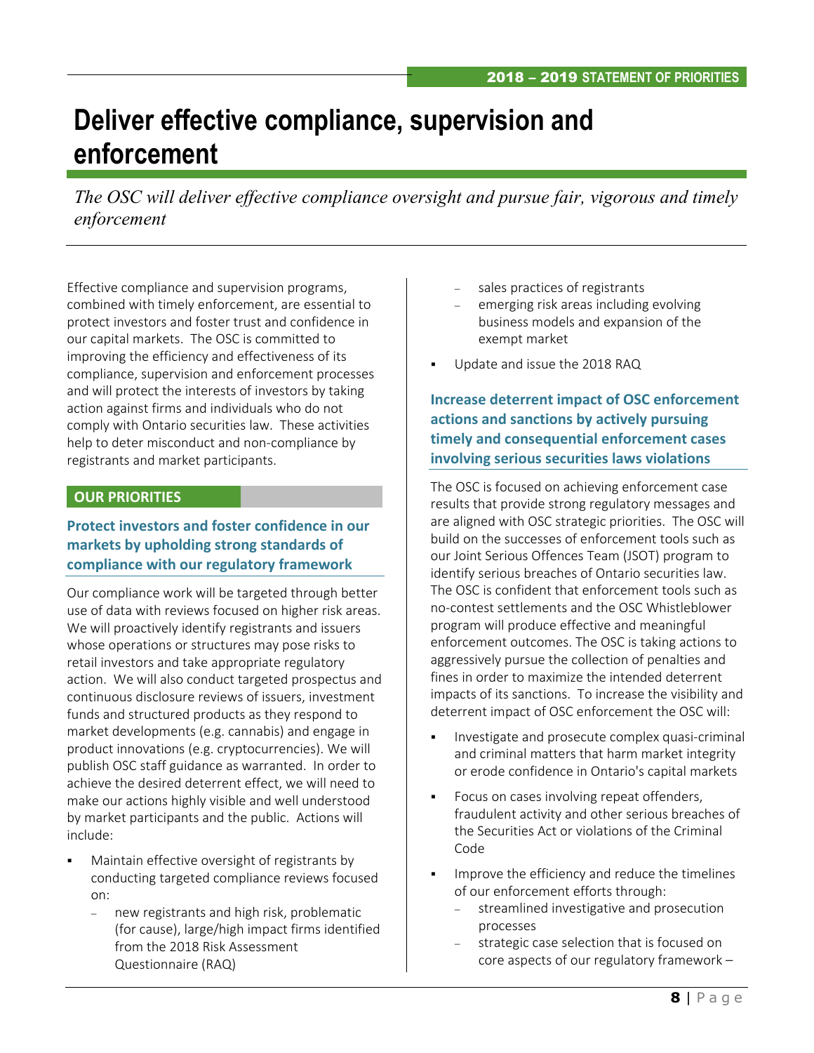# Deliver effective compliance, supervision and enforcement

*The OSC will deliver effective compliance oversight and pursue fair, vigorous and timely enforcement*

Effective compliance and supervision programs, combined with timely enforcement, are essential to protect investors and foster trust and confidence in our capital markets. The OSC is committed to improving the efficiency and effectiveness of its compliance, supervision and enforcement processes and will protect the interests of investors by taking action against firms and individuals who do not comply with Ontario securities law. These activities help to deter misconduct and non-compliance by registrants and market participants.

## OUR PRIORITIES

### Protect investors and foster confidence in our markets by upholding strong standards of compliance with our regulatory framework

Our compliance work will be targeted through better use of data with reviews focused on higher risk areas. We will proactively identify registrants and issuers whose operations or structures may pose risks to retail investors and take appropriate regulatory action. We will also conduct targeted prospectus and continuous disclosure reviews of issuers, investment funds and structured products as they respond to market developments (e.g. cannabis) and engage in product innovations (e.g. cryptocurrencies). We will publish OSC staff guidance as warranted. In order to achieve the desired deterrent effect, we will need to make our actions highly visible and well understood by market participants and the public. Actions will include:

- Maintain effective oversight of registrants by conducting targeted compliance reviews focused on:
  - new registrants and high risk, problematic (for cause), large/high impact firms identified from the 2018 Risk Assessment Questionnaire (RAQ)
  - sales practices of registrants
  - emerging risk areas including evolving business models and expansion of the exempt market
- Update and issue the 2018 RAQ

### Increase deterrent impact of OSC enforcement actions and sanctions by actively pursuing timely and consequential enforcement cases involving serious securities laws violations

The OSC is focused on achieving enforcement case results that provide strong regulatory messages and are aligned with OSC strategic priorities. The OSC will build on the successes of enforcement tools such as our Joint Serious Offences Team (JSOT) program to identify serious breaches of Ontario securities law. The OSC is confident that enforcement tools such as no-contest settlements and the OSC Whistleblower program will produce effective and meaningful enforcement outcomes. The OSC is taking actions to aggressively pursue the collection of penalties and fines in order to maximize the intended deterrent impacts of its sanctions. To increase the visibility and deterrent impact of OSC enforcement the OSC will:

- Investigate and prosecute complex quasi-criminal and criminal matters that harm market integrity or erode confidence in Ontario's capital markets
- Focus on cases involving repeat offenders, fraudulent activity and other serious breaches of the Securities Act or violations of the Criminal Code
- Improve the efficiency and reduce the timelines of our enforcement efforts through:
  - streamlined investigative and prosecution processes
  - strategic case selection that is focused on core aspects of our regulatory framework –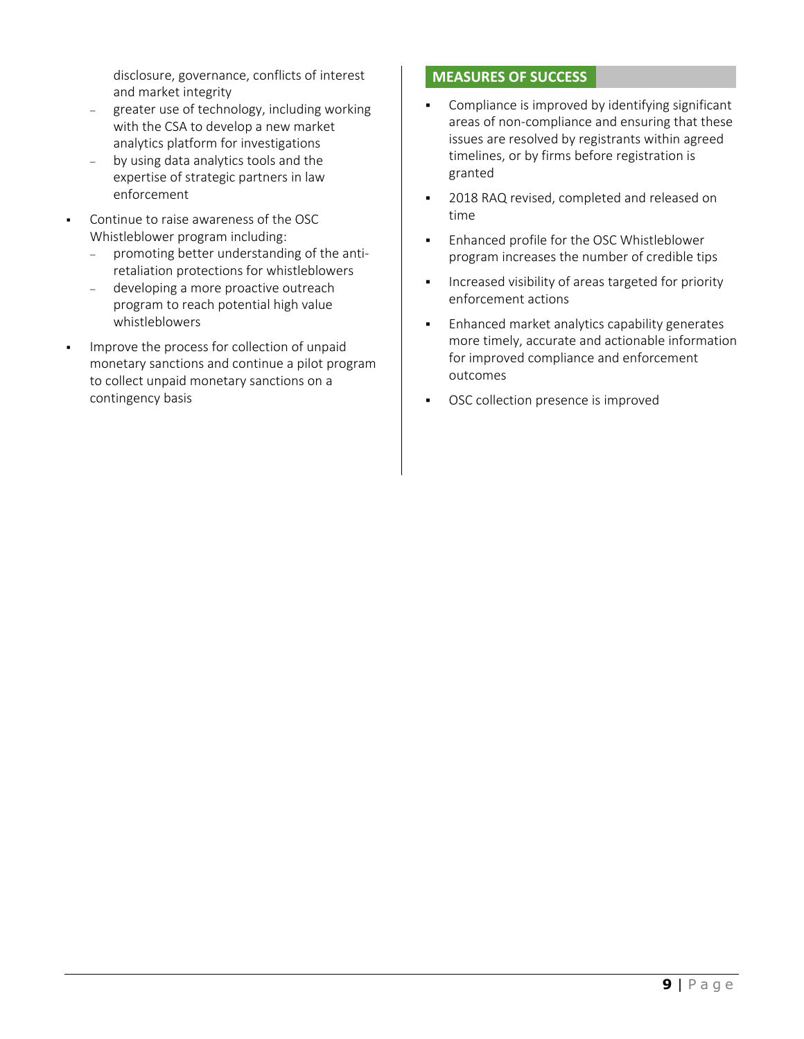disclosure, governance, conflicts of interest and market integrity
  - greater use of technology, including working with the CSA to develop a new market analytics platform for investigations
  - by using data analytics tools and the expertise of strategic partners in law enforcement
- Continue to raise awareness of the OSC Whistleblower program including:
  - promoting better understanding of the anti-retaliation protections for whistleblowers
  - developing a more proactive outreach program to reach potential high value whistleblowers
- Improve the process for collection of unpaid monetary sanctions and continue a pilot program to collect unpaid monetary sanctions on a contingency basis

### MEASURES OF SUCCESS

- Compliance is improved by identifying significant areas of non-compliance and ensuring that these issues are resolved by registrants within agreed timelines, or by firms before registration is granted
- 2018 RAQ revised, completed and released on time
- Enhanced profile for the OSC Whistleblower program increases the number of credible tips
- Increased visibility of areas targeted for priority enforcement actions
- Enhanced market analytics capability generates more timely, accurate and actionable information for improved compliance and enforcement outcomes
- OSC collection presence is improved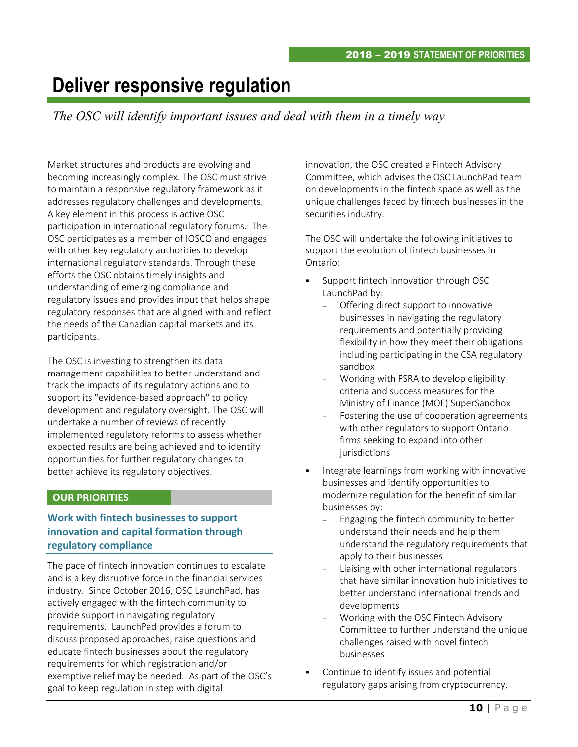# Deliver responsive regulation

*The OSC will identify important issues and deal with them in a timely way*

Market structures and products are evolving and becoming increasingly complex. The OSC must strive to maintain a responsive regulatory framework as it addresses regulatory challenges and developments. A key element in this process is active OSC participation in international regulatory forums. The OSC participates as a member of IOSCO and engages with other key regulatory authorities to develop international regulatory standards. Through these efforts the OSC obtains timely insights and understanding of emerging compliance and regulatory issues and provides input that helps shape regulatory responses that are aligned with and reflect the needs of the Canadian capital markets and its participants.

The OSC is investing to strengthen its data management capabilities to better understand and track the impacts of its regulatory actions and to support its "evidence-based approach" to policy development and regulatory oversight. The OSC will undertake a number of reviews of recently implemented regulatory reforms to assess whether expected results are being achieved and to identify opportunities for further regulatory changes to better achieve its regulatory objectives.

## OUR PRIORITIES

### Work with fintech businesses to support innovation and capital formation through regulatory compliance

The pace of fintech innovation continues to escalate and is a key disruptive force in the financial services industry. Since October 2016, OSC LaunchPad, has actively engaged with the fintech community to provide support in navigating regulatory requirements. LaunchPad provides a forum to discuss proposed approaches, raise questions and educate fintech businesses about the regulatory requirements for which registration and/or exemptive relief may be needed. As part of the OSC's goal to keep regulation in step with digital innovation, the OSC created a Fintech Advisory Committee, which advises the OSC LaunchPad team on developments in the fintech space as well as the unique challenges faced by fintech businesses in the securities industry.

The OSC will undertake the following initiatives to support the evolution of fintech businesses in Ontario:

- Support fintech innovation through OSC LaunchPad by:
  - Offering direct support to innovative businesses in navigating the regulatory requirements and potentially providing flexibility in how they meet their obligations including participating in the CSA regulatory sandbox
  - Working with FSRA to develop eligibility criteria and success measures for the Ministry of Finance (MOF) SuperSandbox
  - Fostering the use of cooperation agreements with other regulators to support Ontario firms seeking to expand into other jurisdictions
- Integrate learnings from working with innovative businesses and identify opportunities to modernize regulation for the benefit of similar businesses by:
  - Engaging the fintech community to better understand their needs and help them understand the regulatory requirements that apply to their businesses
  - Liaising with other international regulators that have similar innovation hub initiatives to better understand international trends and developments
  - Working with the OSC Fintech Advisory Committee to further understand the unique challenges raised with novel fintech businesses
- Continue to identify issues and potential regulatory gaps arising from cryptocurrency,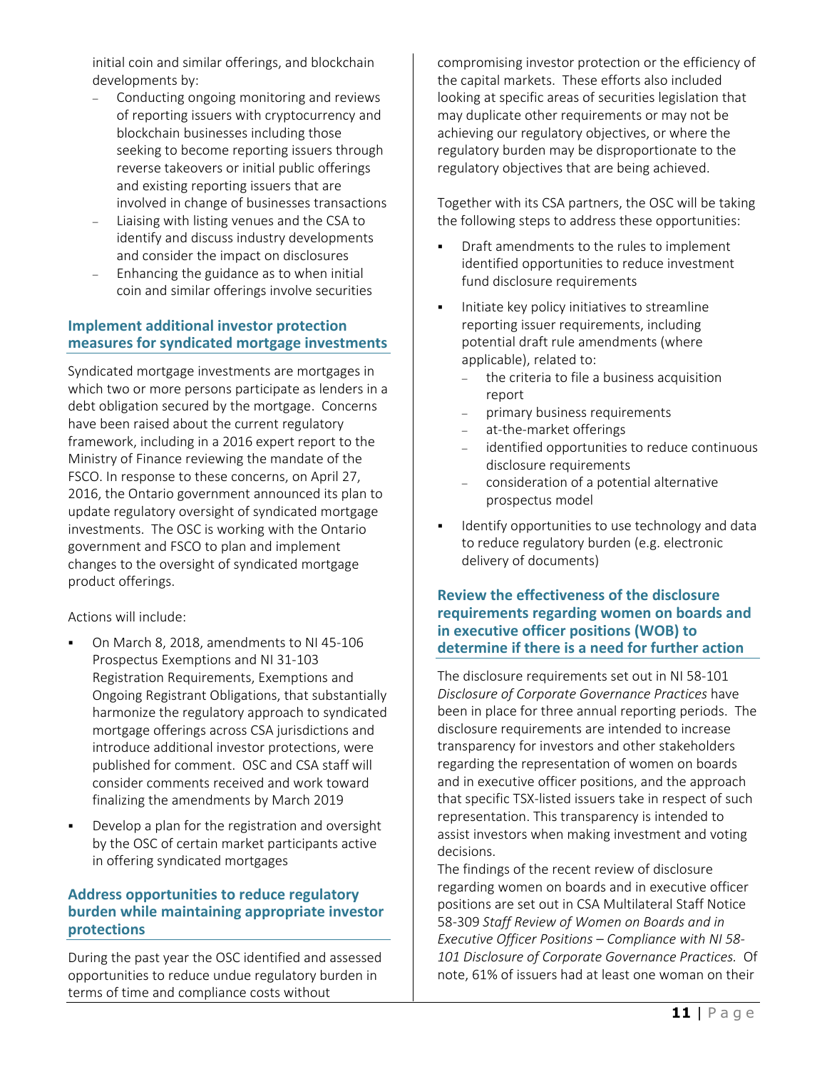initial coin and similar offerings, and blockchain developments by:

- Conducting ongoing monitoring and reviews of reporting issuers with cryptocurrency and blockchain businesses including those seeking to become reporting issuers through reverse takeovers or initial public offerings and existing reporting issuers that are involved in change of businesses transactions
- Liaising with listing venues and the CSA to identify and discuss industry developments and consider the impact on disclosures
- Enhancing the guidance as to when initial coin and similar offerings involve securities

### Implement additional investor protection measures for syndicated mortgage investments

Syndicated mortgage investments are mortgages in which two or more persons participate as lenders in a debt obligation secured by the mortgage. Concerns have been raised about the current regulatory framework, including in a 2016 expert report to the Ministry of Finance reviewing the mandate of the FSCO. In response to these concerns, on April 27, 2016, the Ontario government announced its plan to update regulatory oversight of syndicated mortgage investments. The OSC is working with the Ontario government and FSCO to plan and implement changes to the oversight of syndicated mortgage product offerings.

Actions will include:

- On March 8, 2018, amendments to NI 45-106 Prospectus Exemptions and NI 31-103 Registration Requirements, Exemptions and Ongoing Registrant Obligations, that substantially harmonize the regulatory approach to syndicated mortgage offerings across CSA jurisdictions and introduce additional investor protections, were published for comment. OSC and CSA staff will consider comments received and work toward finalizing the amendments by March 2019
- Develop a plan for the registration and oversight by the OSC of certain market participants active in offering syndicated mortgages

### Address opportunities to reduce regulatory burden while maintaining appropriate investor protections

During the past year the OSC identified and assessed opportunities to reduce undue regulatory burden in terms of time and compliance costs without compromising investor protection or the efficiency of the capital markets. These efforts also included looking at specific areas of securities legislation that may duplicate other requirements or may not be achieving our regulatory objectives, or where the regulatory burden may be disproportionate to the regulatory objectives that are being achieved.

Together with its CSA partners, the OSC will be taking the following steps to address these opportunities:

- Draft amendments to the rules to implement identified opportunities to reduce investment fund disclosure requirements
- Initiate key policy initiatives to streamline reporting issuer requirements, including potential draft rule amendments (where applicable), related to:
  - the criteria to file a business acquisition report
  - primary business requirements
  - at-the-market offerings
  - identified opportunities to reduce continuous disclosure requirements
  - consideration of a potential alternative prospectus model
- Identify opportunities to use technology and data to reduce regulatory burden (e.g. electronic delivery of documents)

### Review the effectiveness of the disclosure requirements regarding women on boards and in executive officer positions (WOB) to determine if there is a need for further action

The disclosure requirements set out in NI 58-101 *Disclosure of Corporate Governance Practices* have been in place for three annual reporting periods. The disclosure requirements are intended to increase transparency for investors and other stakeholders regarding the representation of women on boards and in executive officer positions, and the approach that specific TSX-listed issuers take in respect of such representation. This transparency is intended to assist investors when making investment and voting decisions.

The findings of the recent review of disclosure regarding women on boards and in executive officer positions are set out in CSA Multilateral Staff Notice 58-309 *Staff Review of Women on Boards and in Executive Officer Positions – Compliance with NI 58-101 Disclosure of Corporate Governance Practices.* Of note, 61% of issuers had at least one woman on their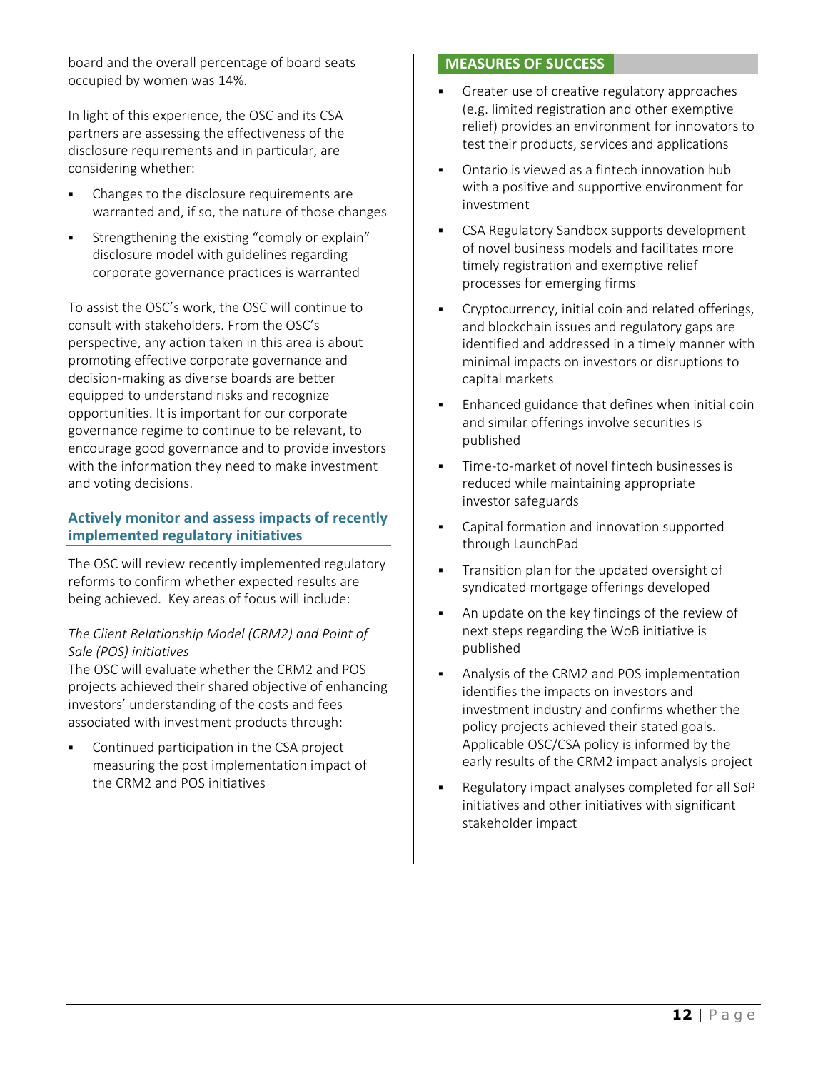board and the overall percentage of board seats occupied by women was 14%.

In light of this experience, the OSC and its CSA partners are assessing the effectiveness of the disclosure requirements and in particular, are considering whether:

- Changes to the disclosure requirements are warranted and, if so, the nature of those changes
- Strengthening the existing "comply or explain" disclosure model with guidelines regarding corporate governance practices is warranted

To assist the OSC's work, the OSC will continue to consult with stakeholders. From the OSC's perspective, any action taken in this area is about promoting effective corporate governance and decision-making as diverse boards are better equipped to understand risks and recognize opportunities. It is important for our corporate governance regime to continue to be relevant, to encourage good governance and to provide investors with the information they need to make investment and voting decisions.

### Actively monitor and assess impacts of recently implemented regulatory initiatives

The OSC will review recently implemented regulatory reforms to confirm whether expected results are being achieved. Key areas of focus will include:

*The Client Relationship Model (CRM2) and Point of Sale (POS) initiatives*

The OSC will evaluate whether the CRM2 and POS projects achieved their shared objective of enhancing investors' understanding of the costs and fees associated with investment products through:

- Continued participation in the CSA project measuring the post implementation impact of the CRM2 and POS initiatives

## MEASURES OF SUCCESS

- Greater use of creative regulatory approaches (e.g. limited registration and other exemptive relief) provides an environment for innovators to test their products, services and applications
- Ontario is viewed as a fintech innovation hub with a positive and supportive environment for investment
- CSA Regulatory Sandbox supports development of novel business models and facilitates more timely registration and exemptive relief processes for emerging firms
- Cryptocurrency, initial coin and related offerings, and blockchain issues and regulatory gaps are identified and addressed in a timely manner with minimal impacts on investors or disruptions to capital markets
- Enhanced guidance that defines when initial coin and similar offerings involve securities is published
- Time-to-market of novel fintech businesses is reduced while maintaining appropriate investor safeguards
- Capital formation and innovation supported through LaunchPad
- Transition plan for the updated oversight of syndicated mortgage offerings developed
- An update on the key findings of the review of next steps regarding the WoB initiative is published
- Analysis of the CRM2 and POS implementation identifies the impacts on investors and investment industry and confirms whether the policy projects achieved their stated goals. Applicable OSC/CSA policy is informed by the early results of the CRM2 impact analysis project
- Regulatory impact analyses completed for all SoP initiatives and other initiatives with significant stakeholder impact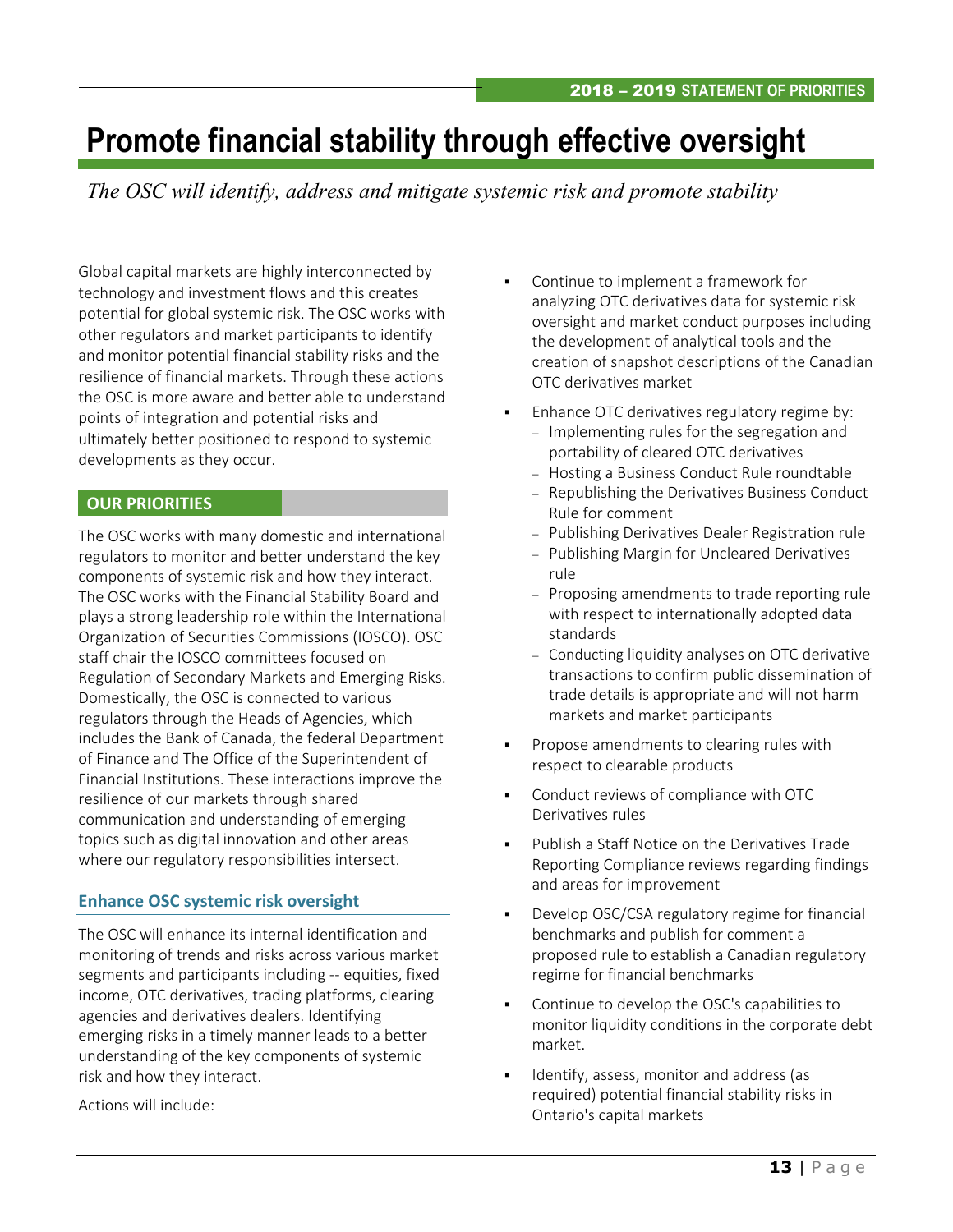# Promote financial stability through effective oversight

*The OSC will identify, address and mitigate systemic risk and promote stability*

Global capital markets are highly interconnected by technology and investment flows and this creates potential for global systemic risk. The OSC works with other regulators and market participants to identify and monitor potential financial stability risks and the resilience of financial markets. Through these actions the OSC is more aware and better able to understand points of integration and potential risks and ultimately better positioned to respond to systemic developments as they occur.

## OUR PRIORITIES

The OSC works with many domestic and international regulators to monitor and better understand the key components of systemic risk and how they interact. The OSC works with the Financial Stability Board and plays a strong leadership role within the International Organization of Securities Commissions (IOSCO). OSC staff chair the IOSCO committees focused on Regulation of Secondary Markets and Emerging Risks. Domestically, the OSC is connected to various regulators through the Heads of Agencies, which includes the Bank of Canada, the federal Department of Finance and The Office of the Superintendent of Financial Institutions. These interactions improve the resilience of our markets through shared communication and understanding of emerging topics such as digital innovation and other areas where our regulatory responsibilities intersect.

### Enhance OSC systemic risk oversight

The OSC will enhance its internal identification and monitoring of trends and risks across various market segments and participants including -- equities, fixed income, OTC derivatives, trading platforms, clearing agencies and derivatives dealers. Identifying emerging risks in a timely manner leads to a better understanding of the key components of systemic risk and how they interact.

Actions will include:

- Continue to implement a framework for analyzing OTC derivatives data for systemic risk oversight and market conduct purposes including the development of analytical tools and the creation of snapshot descriptions of the Canadian OTC derivatives market
- Enhance OTC derivatives regulatory regime by:
  - Implementing rules for the segregation and portability of cleared OTC derivatives
  - Hosting a Business Conduct Rule roundtable
  - Republishing the Derivatives Business Conduct Rule for comment
  - Publishing Derivatives Dealer Registration rule
  - Publishing Margin for Uncleared Derivatives rule
  - Proposing amendments to trade reporting rule with respect to internationally adopted data standards
  - Conducting liquidity analyses on OTC derivative transactions to confirm public dissemination of trade details is appropriate and will not harm markets and market participants
- Propose amendments to clearing rules with respect to clearable products
- Conduct reviews of compliance with OTC Derivatives rules
- Publish a Staff Notice on the Derivatives Trade Reporting Compliance reviews regarding findings and areas for improvement
- Develop OSC/CSA regulatory regime for financial benchmarks and publish for comment a proposed rule to establish a Canadian regulatory regime for financial benchmarks
- Continue to develop the OSC's capabilities to monitor liquidity conditions in the corporate debt market.
- Identify, assess, monitor and address (as required) potential financial stability risks in Ontario's capital markets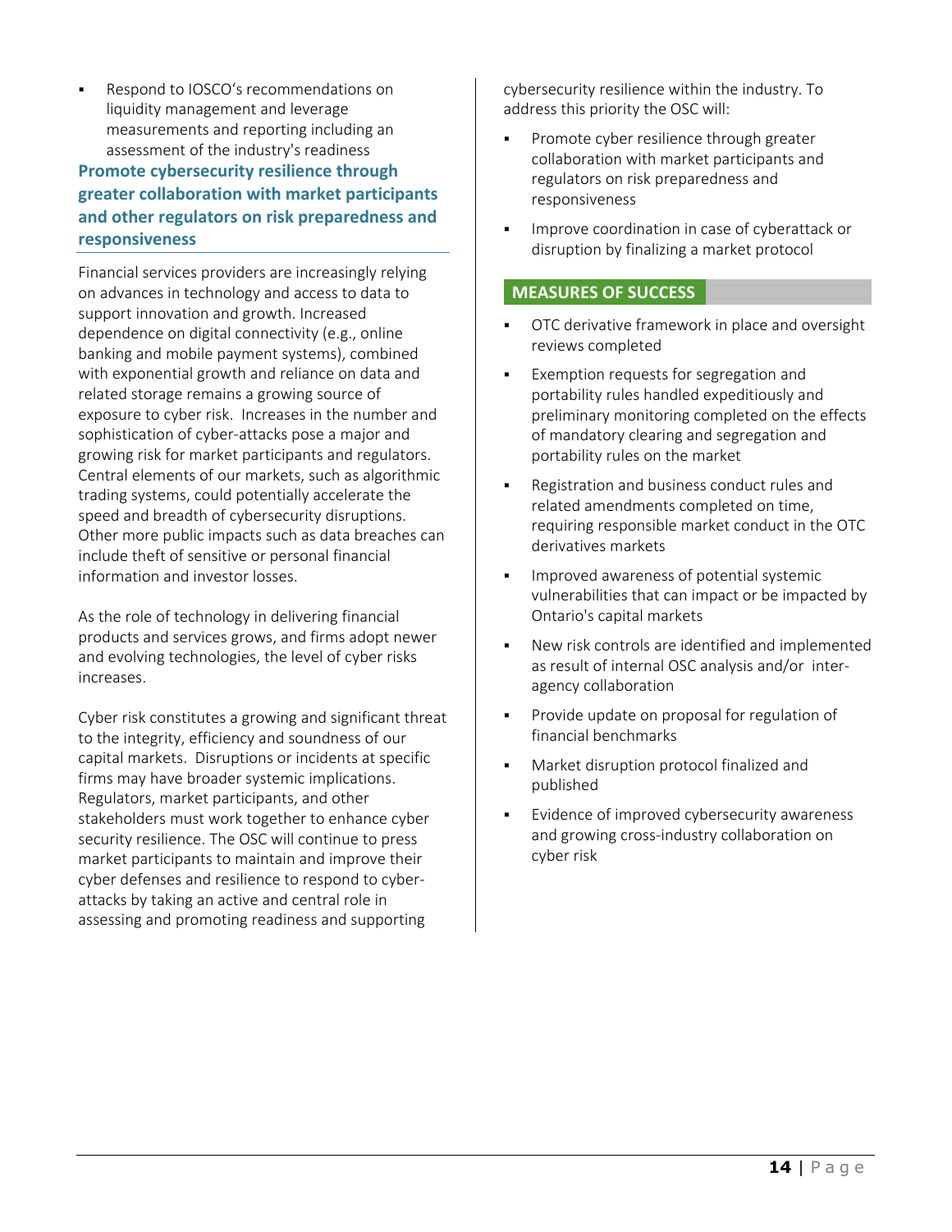- Respond to IOSCO's recommendations on liquidity management and leverage measurements and reporting including an assessment of the industry's readiness

### Promote cybersecurity resilience through greater collaboration with market participants and other regulators on risk preparedness and responsiveness

Financial services providers are increasingly relying on advances in technology and access to data to support innovation and growth. Increased dependence on digital connectivity (e.g., online banking and mobile payment systems), combined with exponential growth and reliance on data and related storage remains a growing source of exposure to cyber risk. Increases in the number and sophistication of cyber-attacks pose a major and growing risk for market participants and regulators. Central elements of our markets, such as algorithmic trading systems, could potentially accelerate the speed and breadth of cybersecurity disruptions. Other more public impacts such as data breaches can include theft of sensitive or personal financial information and investor losses.

As the role of technology in delivering financial products and services grows, and firms adopt newer and evolving technologies, the level of cyber risks increases.

Cyber risk constitutes a growing and significant threat to the integrity, efficiency and soundness of our capital markets. Disruptions or incidents at specific firms may have broader systemic implications. Regulators, market participants, and other stakeholders must work together to enhance cyber security resilience. The OSC will continue to press market participants to maintain and improve their cyber defenses and resilience to respond to cyber-attacks by taking an active and central role in assessing and promoting readiness and supporting cybersecurity resilience within the industry. To address this priority the OSC will:

- Promote cyber resilience through greater collaboration with market participants and regulators on risk preparedness and responsiveness
- Improve coordination in case of cyberattack or disruption by finalizing a market protocol

### MEASURES OF SUCCESS

- OTC derivative framework in place and oversight reviews completed
- Exemption requests for segregation and portability rules handled expeditiously and preliminary monitoring completed on the effects of mandatory clearing and segregation and portability rules on the market
- Registration and business conduct rules and related amendments completed on time, requiring responsible market conduct in the OTC derivatives markets
- Improved awareness of potential systemic vulnerabilities that can impact or be impacted by Ontario's capital markets
- New risk controls are identified and implemented as result of internal OSC analysis and/or inter-agency collaboration
- Provide update on proposal for regulation of financial benchmarks
- Market disruption protocol finalized and published
- Evidence of improved cybersecurity awareness and growing cross-industry collaboration on cyber risk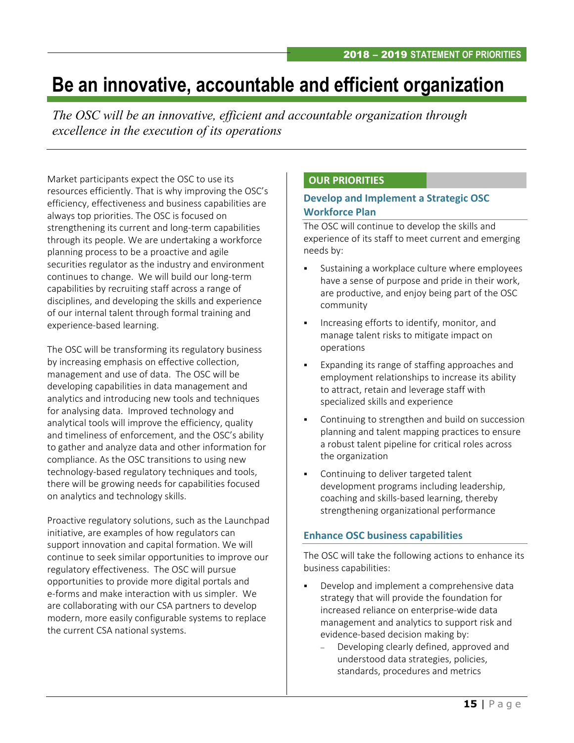# Be an innovative, accountable and efficient organization

*The OSC will be an innovative, efficient and accountable organization through excellence in the execution of its operations*

Market participants expect the OSC to use its resources efficiently. That is why improving the OSC's efficiency, effectiveness and business capabilities are always top priorities. The OSC is focused on strengthening its current and long-term capabilities through its people. We are undertaking a workforce planning process to be a proactive and agile securities regulator as the industry and environment continues to change. We will build our long-term capabilities by recruiting staff across a range of disciplines, and developing the skills and experience of our internal talent through formal training and experience-based learning.

The OSC will be transforming its regulatory business by increasing emphasis on effective collection, management and use of data. The OSC will be developing capabilities in data management and analytics and introducing new tools and techniques for analysing data. Improved technology and analytical tools will improve the efficiency, quality and timeliness of enforcement, and the OSC's ability to gather and analyze data and other information for compliance. As the OSC transitions to using new technology-based regulatory techniques and tools, there will be growing needs for capabilities focused on analytics and technology skills.

Proactive regulatory solutions, such as the Launchpad initiative, are examples of how regulators can support innovation and capital formation. We will continue to seek similar opportunities to improve our regulatory effectiveness. The OSC will pursue opportunities to provide more digital portals and e-forms and make interaction with us simpler. We are collaborating with our CSA partners to develop modern, more easily configurable systems to replace the current CSA national systems.

## OUR PRIORITIES

### Develop and Implement a Strategic OSC Workforce Plan

The OSC will continue to develop the skills and experience of its staff to meet current and emerging needs by:

- Sustaining a workplace culture where employees have a sense of purpose and pride in their work, are productive, and enjoy being part of the OSC community
- Increasing efforts to identify, monitor, and manage talent risks to mitigate impact on operations
- Expanding its range of staffing approaches and employment relationships to increase its ability to attract, retain and leverage staff with specialized skills and experience
- Continuing to strengthen and build on succession planning and talent mapping practices to ensure a robust talent pipeline for critical roles across the organization
- Continuing to deliver targeted talent development programs including leadership, coaching and skills-based learning, thereby strengthening organizational performance

### Enhance OSC business capabilities

The OSC will take the following actions to enhance its business capabilities:

- Develop and implement a comprehensive data strategy that will provide the foundation for increased reliance on enterprise-wide data management and analytics to support risk and evidence-based decision making by:
  - Developing clearly defined, approved and understood data strategies, policies, standards, procedures and metrics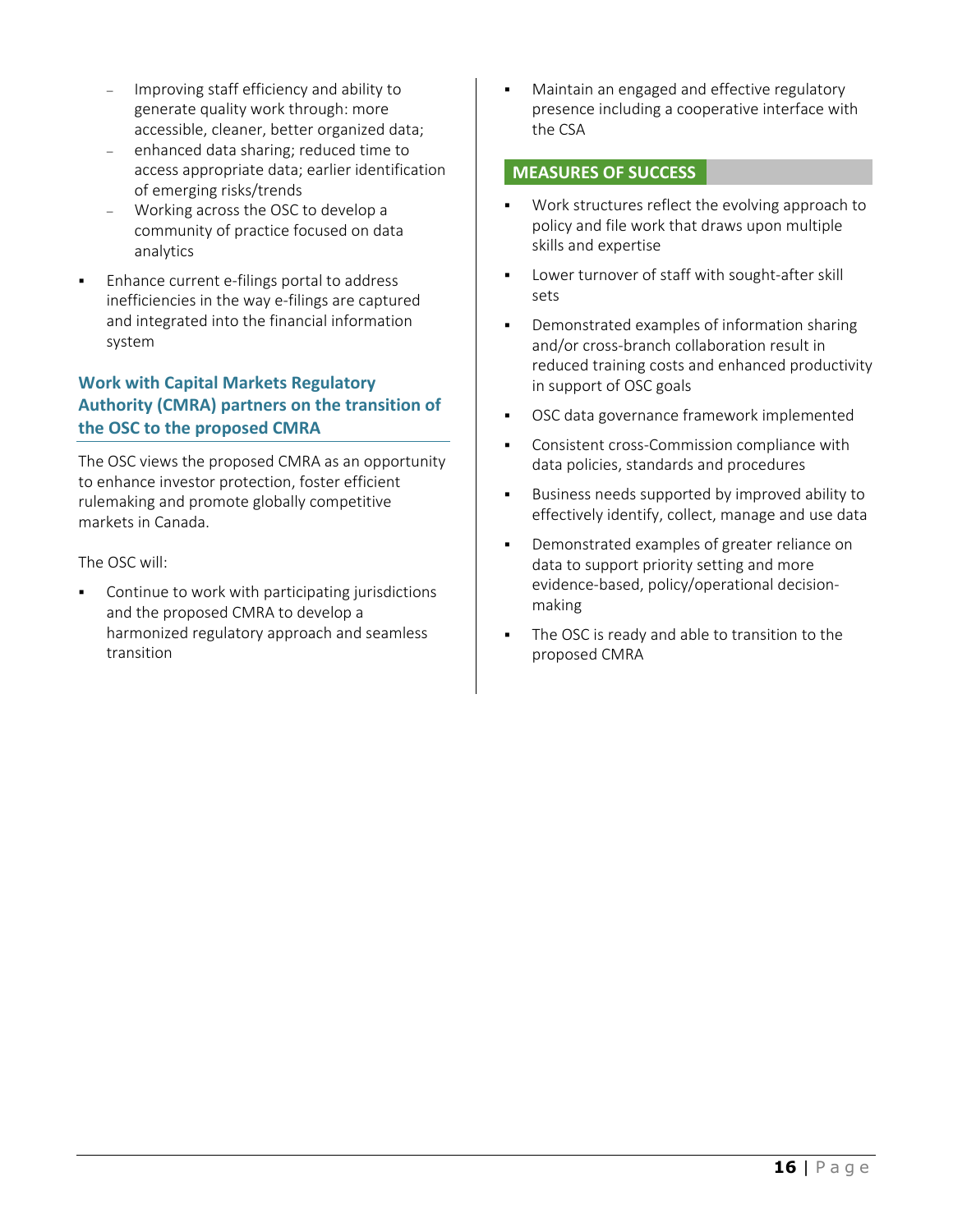- Improving staff efficiency and ability to generate quality work through: more accessible, cleaner, better organized data;
  - enhanced data sharing; reduced time to access appropriate data; earlier identification of emerging risks/trends
  - Working across the OSC to develop a community of practice focused on data analytics
- Enhance current e-filings portal to address inefficiencies in the way e-filings are captured and integrated into the financial information system

### Work with Capital Markets Regulatory Authority (CMRA) partners on the transition of the OSC to the proposed CMRA

The OSC views the proposed CMRA as an opportunity to enhance investor protection, foster efficient rulemaking and promote globally competitive markets in Canada.

The OSC will:

- Continue to work with participating jurisdictions and the proposed CMRA to develop a harmonized regulatory approach and seamless transition
- Maintain an engaged and effective regulatory presence including a cooperative interface with the CSA

### MEASURES OF SUCCESS

- Work structures reflect the evolving approach to policy and file work that draws upon multiple skills and expertise
- Lower turnover of staff with sought-after skill sets
- Demonstrated examples of information sharing and/or cross-branch collaboration result in reduced training costs and enhanced productivity in support of OSC goals
- OSC data governance framework implemented
- Consistent cross-Commission compliance with data policies, standards and procedures
- Business needs supported by improved ability to effectively identify, collect, manage and use data
- Demonstrated examples of greater reliance on data to support priority setting and more evidence-based, policy/operational decision-making
- The OSC is ready and able to transition to the proposed CMRA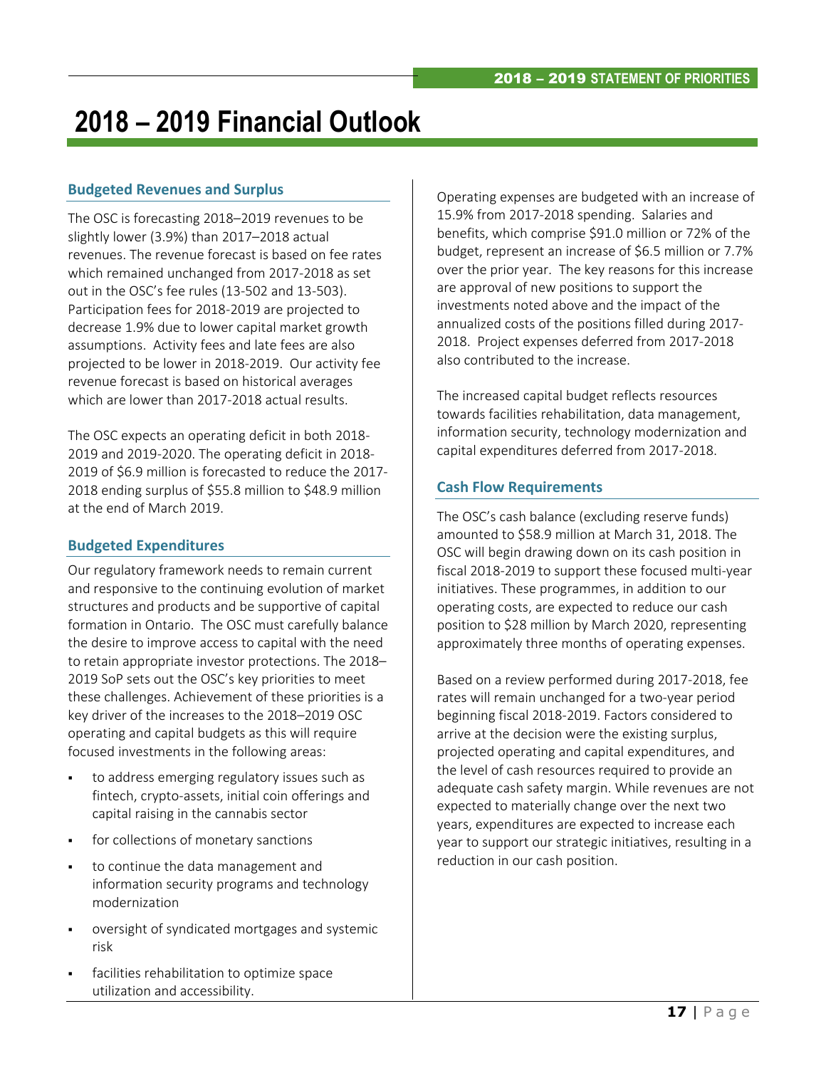# 2018 – 2019 Financial Outlook

## Budgeted Revenues and Surplus

The OSC is forecasting 2018–2019 revenues to be slightly lower (3.9%) than 2017–2018 actual revenues. The revenue forecast is based on fee rates which remained unchanged from 2017-2018 as set out in the OSC's fee rules (13-502 and 13-503). Participation fees for 2018-2019 are projected to decrease 1.9% due to lower capital market growth assumptions. Activity fees and late fees are also projected to be lower in 2018-2019. Our activity fee revenue forecast is based on historical averages which are lower than 2017-2018 actual results.

The OSC expects an operating deficit in both 2018-2019 and 2019-2020. The operating deficit in 2018-2019 of $6.9 million is forecasted to reduce the 2017-2018 ending surplus of $55.8 million to $48.9 million at the end of March 2019.

## Budgeted Expenditures

Our regulatory framework needs to remain current and responsive to the continuing evolution of market structures and products and be supportive of capital formation in Ontario. The OSC must carefully balance the desire to improve access to capital with the need to retain appropriate investor protections. The 2018–2019 SoP sets out the OSC's key priorities to meet these challenges. Achievement of these priorities is a key driver of the increases to the 2018–2019 OSC operating and capital budgets as this will require focused investments in the following areas:

- to address emerging regulatory issues such as fintech, crypto-assets, initial coin offerings and capital raising in the cannabis sector
- for collections of monetary sanctions
- to continue the data management and information security programs and technology modernization
- oversight of syndicated mortgages and systemic risk
- facilities rehabilitation to optimize space utilization and accessibility.

Operating expenses are budgeted with an increase of 15.9% from 2017-2018 spending. Salaries and benefits, which comprise $91.0 million or 72% of the budget, represent an increase of $6.5 million or 7.7% over the prior year. The key reasons for this increase are approval of new positions to support the investments noted above and the impact of the annualized costs of the positions filled during 2017-2018. Project expenses deferred from 2017-2018 also contributed to the increase.

The increased capital budget reflects resources towards facilities rehabilitation, data management, information security, technology modernization and capital expenditures deferred from 2017-2018.

## Cash Flow Requirements

The OSC's cash balance (excluding reserve funds) amounted to $58.9 million at March 31, 2018. The OSC will begin drawing down on its cash position in fiscal 2018-2019 to support these focused multi-year initiatives. These programmes, in addition to our operating costs, are expected to reduce our cash position to $28 million by March 2020, representing approximately three months of operating expenses.

Based on a review performed during 2017-2018, fee rates will remain unchanged for a two-year period beginning fiscal 2018-2019. Factors considered to arrive at the decision were the existing surplus, projected operating and capital expenditures, and the level of cash resources required to provide an adequate cash safety margin. While revenues are not expected to materially change over the next two years, expenditures are expected to increase each year to support our strategic initiatives, resulting in a reduction in our cash position.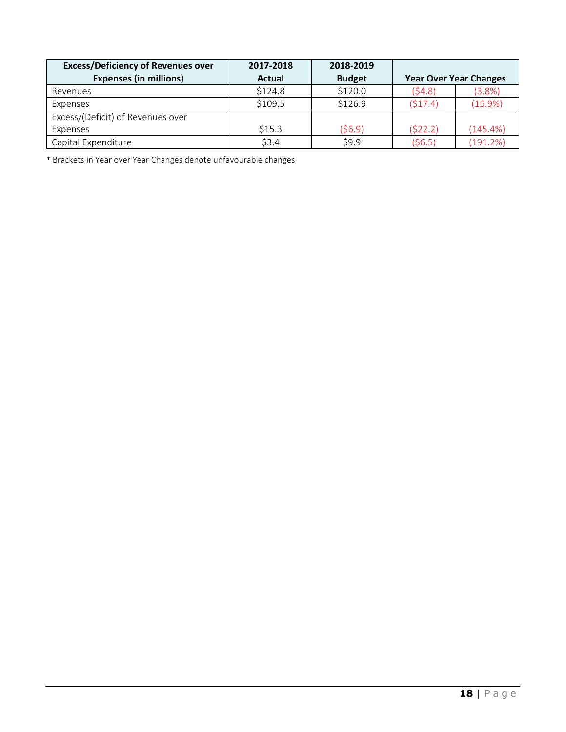| Excess/Deficiency of Revenues over Expenses (in millions) | 2017-2018 Actual | 2018-2019 Budget | Year Over Year Changes | |
|---|---|---|---|---|
| Revenues | $124.8 | $120.0 | ($4.8) | (3.8%) |
| Expenses | $109.5 | $126.9 | ($17.4) | (15.9%) |
| Excess/(Deficit) of Revenues over Expenses | $15.3 | ($6.9) | ($22.2) | (145.4%) |
| Capital Expenditure | $3.4 | $9.9 | ($6.5) | (191.2%) |

* Brackets in Year over Year Changes denote unfavourable changes